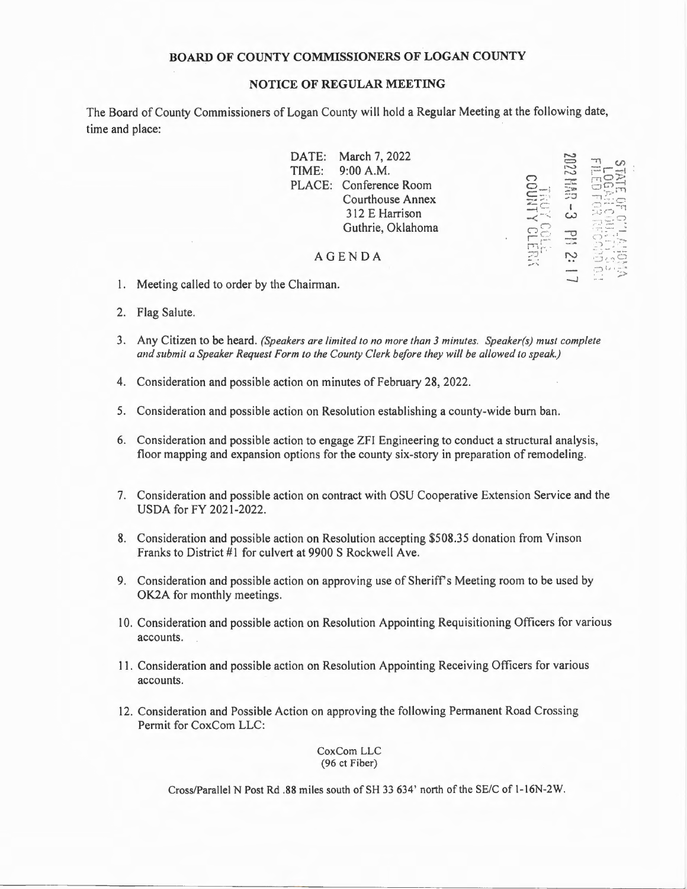**BOARD OF COUNTY COMMISSIONERS OF LOGAN COUNTY**

**NOTICE OF REGULAR MEETING**

The Board of County Commissioners of Logan County will hold a Regular Meeting at the following date, time and place:

DATE: March 7, 2022
TIME: 9:00 A.M.
PLACE: Conference Room
Courthouse Annex
312 E Harrison
Guthrie, Oklahoma

STATE OF OKLAHOMA
LOGAN COUNTY SS
FILED FOR RECORD
2022 MAR -3 PM 2:17
TROY COLE
COUNTY CLERK

AGENDA

1. Meeting called to order by the Chairman.
2. Flag Salute.
3. Any Citizen to be heard. *(Speakers are limited to no more than 3 minutes. Speaker(s) must complete and submit a Speaker Request Form to the County Clerk before they will be allowed to speak.)*
4. Consideration and possible action on minutes of February 28, 2022.
5. Consideration and possible action on Resolution establishing a county-wide burn ban.
6. Consideration and possible action to engage ZFI Engineering to conduct a structural analysis, floor mapping and expansion options for the county six-story in preparation of remodeling.
7. Consideration and possible action on contract with OSU Cooperative Extension Service and the USDA for FY 2021-2022.
8. Consideration and possible action on Resolution accepting $508.35 donation from Vinson Franks to District #1 for culvert at 9900 S Rockwell Ave.
9. Consideration and possible action on approving use of Sheriff's Meeting room to be used by OK2A for monthly meetings.
10. Consideration and possible action on Resolution Appointing Requisitioning Officers for various accounts.
11. Consideration and possible action on Resolution Appointing Receiving Officers for various accounts.
12. Consideration and Possible Action on approving the following Permanent Road Crossing Permit for CoxCom LLC:

CoxCom LLC
(96 ct Fiber)

Cross/Parallel N Post Rd .88 miles south of SH 33 634' north of the SE/C of 1-16N-2W.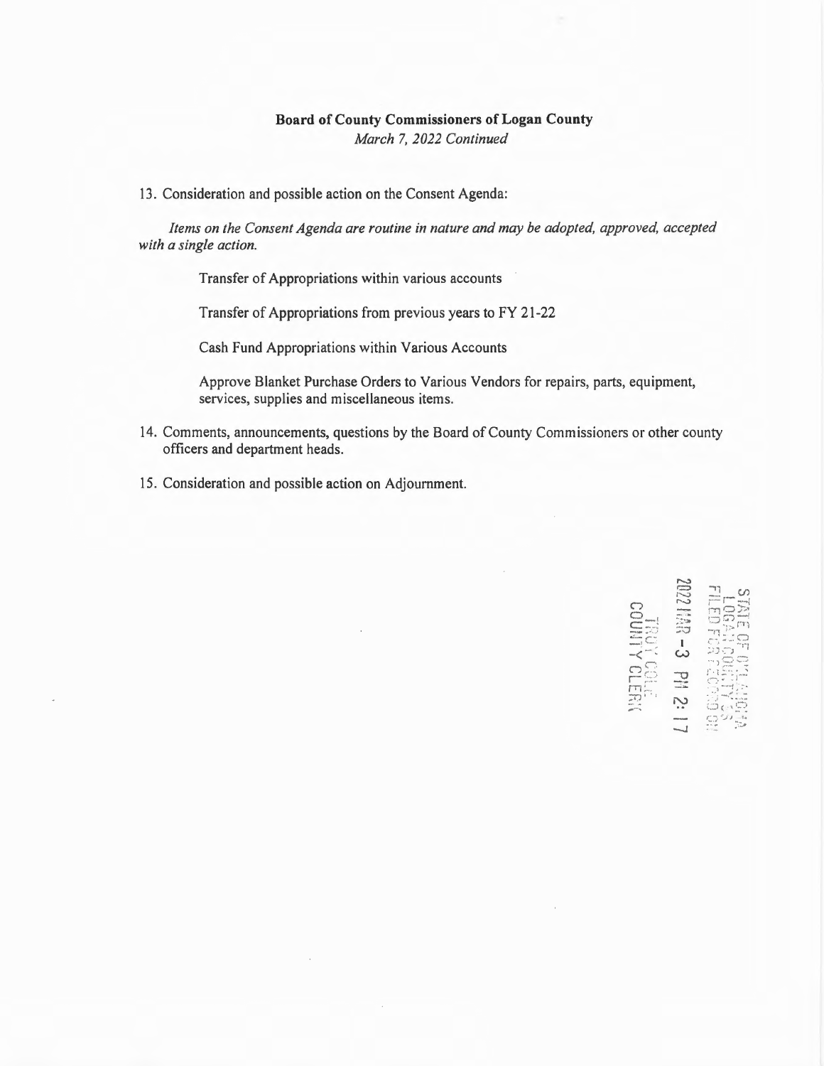**Board of County Commissioners of Logan County**
*March 7, 2022 Continued*

13. Consideration and possible action on the Consent Agenda:

*Items on the Consent Agenda are routine in nature and may be adopted, approved, accepted with a single action.*

Transfer of Appropriations within various accounts

Transfer of Appropriations from previous years to FY 21-22

Cash Fund Appropriations within Various Accounts

Approve Blanket Purchase Orders to Various Vendors for repairs, parts, equipment, services, supplies and miscellaneous items.

14. Comments, announcements, questions by the Board of County Commissioners or other county officers and department heads.

15. Consideration and possible action on Adjournment.

STATE OF OKLAHOMA
LOGAN COUNTY SS
FILED FOR RECORD ON
2022 MAR -3 PM 2:17
TROY COLE
COUNTY CLERK